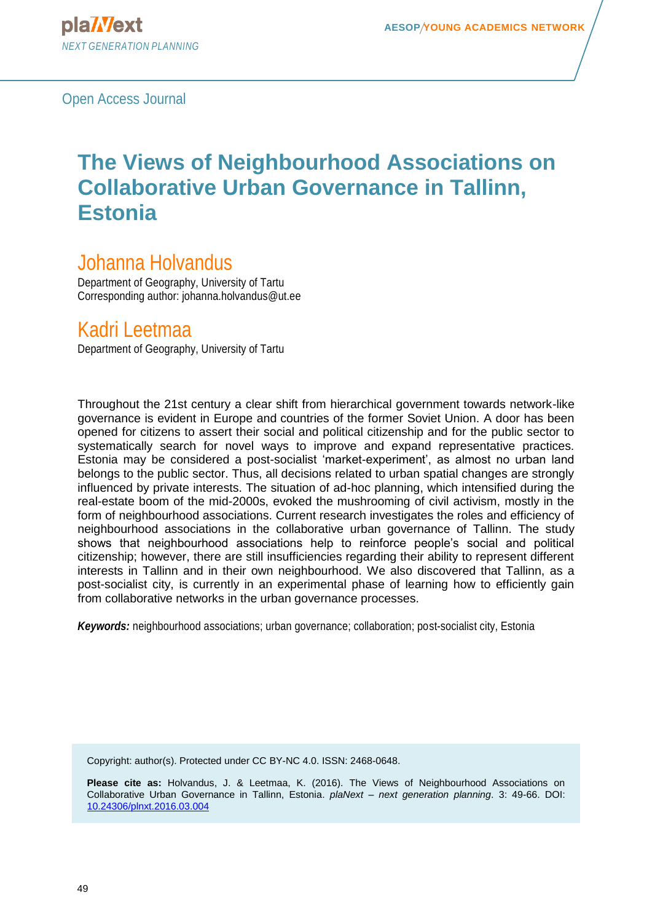Open Access Journal

# The Views of Neighbourhood Associations on Collaborative Urban Governance in Tallinn, Estonia

## Johanna Holvandus

Department of Geography, University of Tartu
Corresponding author: johanna.holvandus@ut.ee

## Kadri Leetmaa

Department of Geography, University of Tartu

Throughout the 21st century a clear shift from hierarchical government towards network-like governance is evident in Europe and countries of the former Soviet Union. A door has been opened for citizens to assert their social and political citizenship and for the public sector to systematically search for novel ways to improve and expand representative practices. Estonia may be considered a post-socialist 'market-experiment', as almost no urban land belongs to the public sector. Thus, all decisions related to urban spatial changes are strongly influenced by private interests. The situation of ad-hoc planning, which intensified during the real-estate boom of the mid-2000s, evoked the mushrooming of civil activism, mostly in the form of neighbourhood associations. Current research investigates the roles and efficiency of neighbourhood associations in the collaborative urban governance of Tallinn. The study shows that neighbourhood associations help to reinforce people's social and political citizenship; however, there are still insufficiencies regarding their ability to represent different interests in Tallinn and in their own neighbourhood. We also discovered that Tallinn, as a post-socialist city, is currently in an experimental phase of learning how to efficiently gain from collaborative networks in the urban governance processes.

***Keywords:*** neighbourhood associations; urban governance; collaboration; post-socialist city, Estonia

Copyright: author(s). Protected under CC BY-NC 4.0. ISSN: 2468-0648.

**Please cite as:** Holvandus, J. & Leetmaa, K. (2016). The Views of Neighbourhood Associations on Collaborative Urban Governance in Tallinn, Estonia. *plaNext – next generation planning*. 3: 49-66. DOI: 10.24306/plnxt.2016.03.004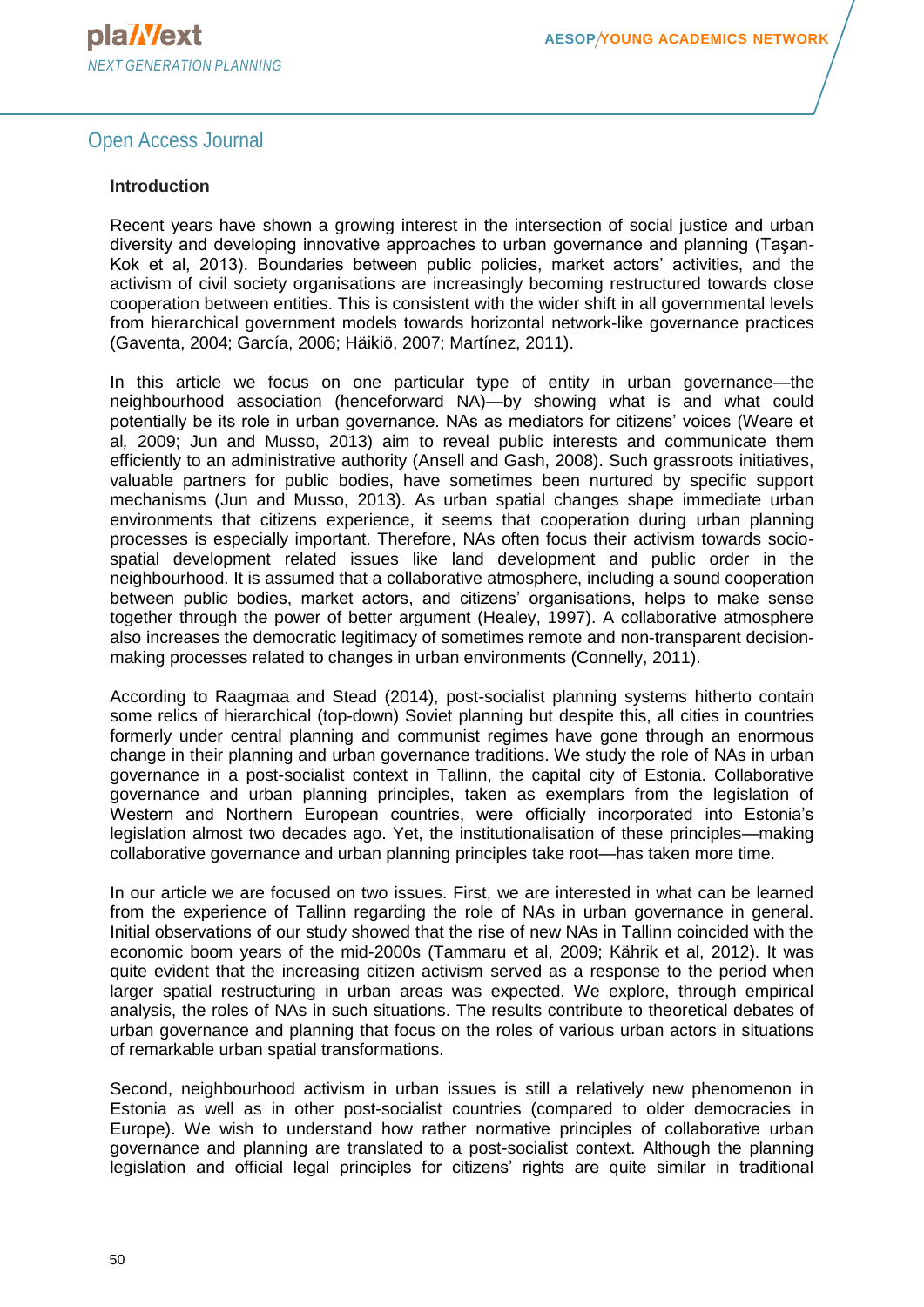## Introduction

Recent years have shown a growing interest in the intersection of social justice and urban diversity and developing innovative approaches to urban governance and planning (Taşan-Kok et al, 2013). Boundaries between public policies, market actors' activities, and the activism of civil society organisations are increasingly becoming restructured towards close cooperation between entities. This is consistent with the wider shift in all governmental levels from hierarchical government models towards horizontal network-like governance practices (Gaventa, 2004; García, 2006; Häikiö, 2007; Martínez, 2011).

In this article we focus on one particular type of entity in urban governance—the neighbourhood association (henceforward NA)—by showing what is and what could potentially be its role in urban governance. NAs as mediators for citizens' voices (Weare et al*,* 2009; Jun and Musso, 2013) aim to reveal public interests and communicate them efficiently to an administrative authority (Ansell and Gash, 2008). Such grassroots initiatives, valuable partners for public bodies, have sometimes been nurtured by specific support mechanisms (Jun and Musso, 2013). As urban spatial changes shape immediate urban environments that citizens experience, it seems that cooperation during urban planning processes is especially important. Therefore, NAs often focus their activism towards socio-spatial development related issues like land development and public order in the neighbourhood. It is assumed that a collaborative atmosphere, including a sound cooperation between public bodies, market actors, and citizens' organisations, helps to make sense together through the power of better argument (Healey, 1997). A collaborative atmosphere also increases the democratic legitimacy of sometimes remote and non-transparent decision-making processes related to changes in urban environments (Connelly, 2011).

According to Raagmaa and Stead (2014), post-socialist planning systems hitherto contain some relics of hierarchical (top-down) Soviet planning but despite this, all cities in countries formerly under central planning and communist regimes have gone through an enormous change in their planning and urban governance traditions. We study the role of NAs in urban governance in a post-socialist context in Tallinn, the capital city of Estonia. Collaborative governance and urban planning principles, taken as exemplars from the legislation of Western and Northern European countries, were officially incorporated into Estonia's legislation almost two decades ago. Yet, the institutionalisation of these principles—making collaborative governance and urban planning principles take root—has taken more time.

In our article we are focused on two issues. First, we are interested in what can be learned from the experience of Tallinn regarding the role of NAs in urban governance in general. Initial observations of our study showed that the rise of new NAs in Tallinn coincided with the economic boom years of the mid-2000s (Tammaru et al, 2009; Kährik et al, 2012). It was quite evident that the increasing citizen activism served as a response to the period when larger spatial restructuring in urban areas was expected. We explore, through empirical analysis, the roles of NAs in such situations. The results contribute to theoretical debates of urban governance and planning that focus on the roles of various urban actors in situations of remarkable urban spatial transformations.

Second, neighbourhood activism in urban issues is still a relatively new phenomenon in Estonia as well as in other post-socialist countries (compared to older democracies in Europe). We wish to understand how rather normative principles of collaborative urban governance and planning are translated to a post-socialist context. Although the planning legislation and official legal principles for citizens' rights are quite similar in traditional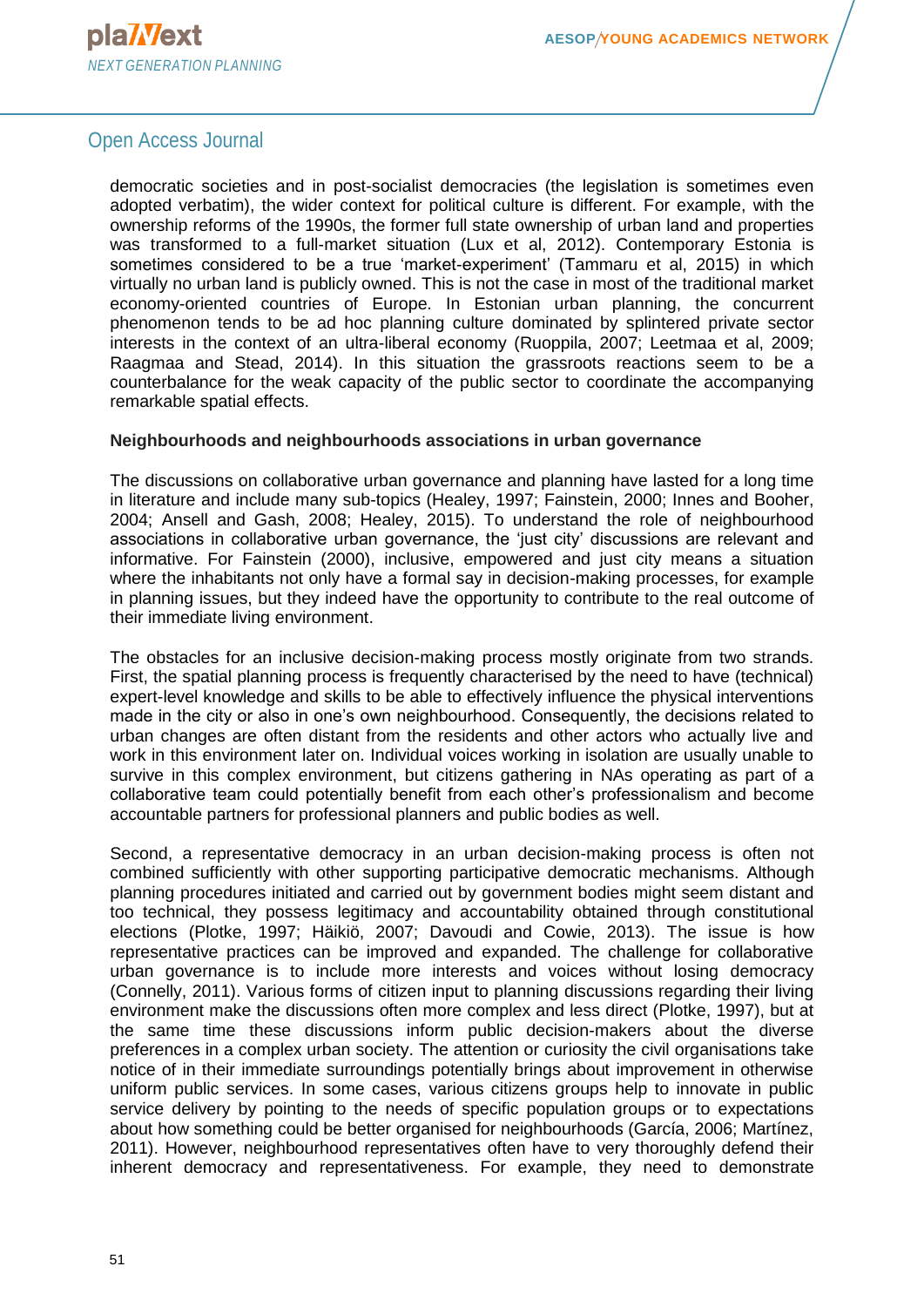democratic societies and in post-socialist democracies (the legislation is sometimes even adopted verbatim), the wider context for political culture is different. For example, with the ownership reforms of the 1990s, the former full state ownership of urban land and properties was transformed to a full-market situation (Lux et al, 2012). Contemporary Estonia is sometimes considered to be a true 'market-experiment' (Tammaru et al, 2015) in which virtually no urban land is publicly owned. This is not the case in most of the traditional market economy-oriented countries of Europe. In Estonian urban planning, the concurrent phenomenon tends to be ad hoc planning culture dominated by splintered private sector interests in the context of an ultra-liberal economy (Ruoppila, 2007; Leetmaa et al, 2009; Raagmaa and Stead, 2014). In this situation the grassroots reactions seem to be a counterbalance for the weak capacity of the public sector to coordinate the accompanying remarkable spatial effects.

**Neighbourhoods and neighbourhoods associations in urban governance**

The discussions on collaborative urban governance and planning have lasted for a long time in literature and include many sub-topics (Healey, 1997; Fainstein, 2000; Innes and Booher, 2004; Ansell and Gash, 2008; Healey, 2015). To understand the role of neighbourhood associations in collaborative urban governance, the 'just city' discussions are relevant and informative. For Fainstein (2000), inclusive, empowered and just city means a situation where the inhabitants not only have a formal say in decision-making processes, for example in planning issues, but they indeed have the opportunity to contribute to the real outcome of their immediate living environment.

The obstacles for an inclusive decision-making process mostly originate from two strands. First, the spatial planning process is frequently characterised by the need to have (technical) expert-level knowledge and skills to be able to effectively influence the physical interventions made in the city or also in one's own neighbourhood. Consequently, the decisions related to urban changes are often distant from the residents and other actors who actually live and work in this environment later on. Individual voices working in isolation are usually unable to survive in this complex environment, but citizens gathering in NAs operating as part of a collaborative team could potentially benefit from each other's professionalism and become accountable partners for professional planners and public bodies as well.

Second, a representative democracy in an urban decision-making process is often not combined sufficiently with other supporting participative democratic mechanisms. Although planning procedures initiated and carried out by government bodies might seem distant and too technical, they possess legitimacy and accountability obtained through constitutional elections (Plotke, 1997; Häikiö, 2007; Davoudi and Cowie, 2013). The issue is how representative practices can be improved and expanded. The challenge for collaborative urban governance is to include more interests and voices without losing democracy (Connelly, 2011). Various forms of citizen input to planning discussions regarding their living environment make the discussions often more complex and less direct (Plotke, 1997), but at the same time these discussions inform public decision-makers about the diverse preferences in a complex urban society. The attention or curiosity the civil organisations take notice of in their immediate surroundings potentially brings about improvement in otherwise uniform public services. In some cases, various citizens groups help to innovate in public service delivery by pointing to the needs of specific population groups or to expectations about how something could be better organised for neighbourhoods (García, 2006; Martínez, 2011). However, neighbourhood representatives often have to very thoroughly defend their inherent democracy and representativeness. For example, they need to demonstrate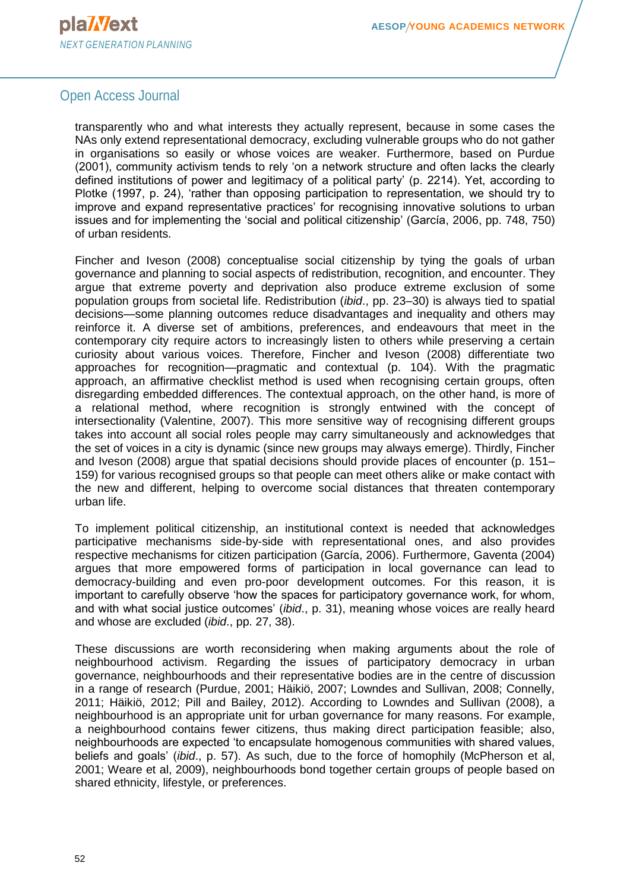transparently who and what interests they actually represent, because in some cases the NAs only extend representational democracy, excluding vulnerable groups who do not gather in organisations so easily or whose voices are weaker. Furthermore, based on Purdue (2001), community activism tends to rely 'on a network structure and often lacks the clearly defined institutions of power and legitimacy of a political party' (p. 2214). Yet, according to Plotke (1997, p. 24), 'rather than opposing participation to representation, we should try to improve and expand representative practices' for recognising innovative solutions to urban issues and for implementing the 'social and political citizenship' (García, 2006, pp. 748, 750) of urban residents.

Fincher and Iveson (2008) conceptualise social citizenship by tying the goals of urban governance and planning to social aspects of redistribution, recognition, and encounter. They argue that extreme poverty and deprivation also produce extreme exclusion of some population groups from societal life. Redistribution (*ibid*., pp. 23–30) is always tied to spatial decisions—some planning outcomes reduce disadvantages and inequality and others may reinforce it. A diverse set of ambitions, preferences, and endeavours that meet in the contemporary city require actors to increasingly listen to others while preserving a certain curiosity about various voices. Therefore, Fincher and Iveson (2008) differentiate two approaches for recognition—pragmatic and contextual (p. 104). With the pragmatic approach, an affirmative checklist method is used when recognising certain groups, often disregarding embedded differences. The contextual approach, on the other hand, is more of a relational method, where recognition is strongly entwined with the concept of intersectionality (Valentine, 2007). This more sensitive way of recognising different groups takes into account all social roles people may carry simultaneously and acknowledges that the set of voices in a city is dynamic (since new groups may always emerge). Thirdly, Fincher and Iveson (2008) argue that spatial decisions should provide places of encounter (p. 151–159) for various recognised groups so that people can meet others alike or make contact with the new and different, helping to overcome social distances that threaten contemporary urban life.

To implement political citizenship, an institutional context is needed that acknowledges participative mechanisms side-by-side with representational ones, and also provides respective mechanisms for citizen participation (García, 2006). Furthermore, Gaventa (2004) argues that more empowered forms of participation in local governance can lead to democracy-building and even pro-poor development outcomes. For this reason, it is important to carefully observe 'how the spaces for participatory governance work, for whom, and with what social justice outcomes' (*ibid*., p. 31), meaning whose voices are really heard and whose are excluded (*ibid*., pp. 27, 38).

These discussions are worth reconsidering when making arguments about the role of neighbourhood activism. Regarding the issues of participatory democracy in urban governance, neighbourhoods and their representative bodies are in the centre of discussion in a range of research (Purdue, 2001; Häikiö, 2007; Lowndes and Sullivan, 2008; Connelly, 2011; Häikiö, 2012; Pill and Bailey, 2012). According to Lowndes and Sullivan (2008), a neighbourhood is an appropriate unit for urban governance for many reasons. For example, a neighbourhood contains fewer citizens, thus making direct participation feasible; also, neighbourhoods are expected 'to encapsulate homogenous communities with shared values, beliefs and goals' (*ibid*., p. 57). As such, due to the force of homophily (McPherson et al, 2001; Weare et al, 2009), neighbourhoods bond together certain groups of people based on shared ethnicity, lifestyle, or preferences.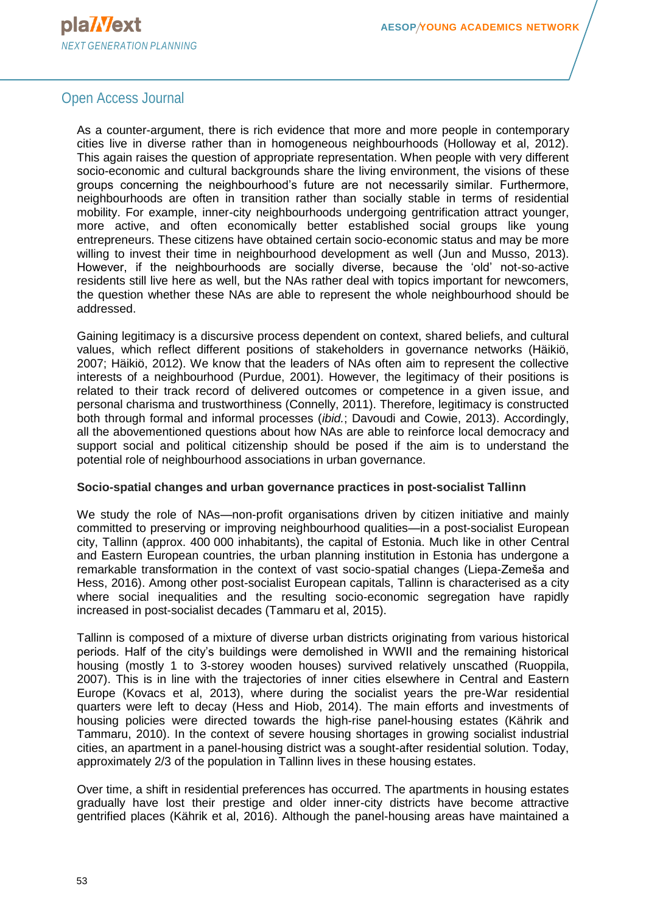As a counter-argument, there is rich evidence that more and more people in contemporary cities live in diverse rather than in homogeneous neighbourhoods (Holloway et al, 2012). This again raises the question of appropriate representation. When people with very different socio-economic and cultural backgrounds share the living environment, the visions of these groups concerning the neighbourhood's future are not necessarily similar. Furthermore, neighbourhoods are often in transition rather than socially stable in terms of residential mobility. For example, inner-city neighbourhoods undergoing gentrification attract younger, more active, and often economically better established social groups like young entrepreneurs. These citizens have obtained certain socio-economic status and may be more willing to invest their time in neighbourhood development as well (Jun and Musso, 2013). However, if the neighbourhoods are socially diverse, because the 'old' not-so-active residents still live here as well, but the NAs rather deal with topics important for newcomers, the question whether these NAs are able to represent the whole neighbourhood should be addressed.

Gaining legitimacy is a discursive process dependent on context, shared beliefs, and cultural values, which reflect different positions of stakeholders in governance networks (Häikiö, 2007; Häikiö, 2012). We know that the leaders of NAs often aim to represent the collective interests of a neighbourhood (Purdue, 2001). However, the legitimacy of their positions is related to their track record of delivered outcomes or competence in a given issue, and personal charisma and trustworthiness (Connelly, 2011). Therefore, legitimacy is constructed both through formal and informal processes (*ibid.*; Davoudi and Cowie, 2013). Accordingly, all the abovementioned questions about how NAs are able to reinforce local democracy and support social and political citizenship should be posed if the aim is to understand the potential role of neighbourhood associations in urban governance.

**Socio-spatial changes and urban governance practices in post-socialist Tallinn**

We study the role of NAs—non-profit organisations driven by citizen initiative and mainly committed to preserving or improving neighbourhood qualities—in a post-socialist European city, Tallinn (approx. 400 000 inhabitants), the capital of Estonia. Much like in other Central and Eastern European countries, the urban planning institution in Estonia has undergone a remarkable transformation in the context of vast socio-spatial changes (Liepa-Zemeša and Hess, 2016). Among other post-socialist European capitals, Tallinn is characterised as a city where social inequalities and the resulting socio-economic segregation have rapidly increased in post-socialist decades (Tammaru et al, 2015).

Tallinn is composed of a mixture of diverse urban districts originating from various historical periods. Half of the city's buildings were demolished in WWII and the remaining historical housing (mostly 1 to 3-storey wooden houses) survived relatively unscathed (Ruoppila, 2007). This is in line with the trajectories of inner cities elsewhere in Central and Eastern Europe (Kovacs et al, 2013), where during the socialist years the pre-War residential quarters were left to decay (Hess and Hiob, 2014). The main efforts and investments of housing policies were directed towards the high-rise panel-housing estates (Kährik and Tammaru, 2010). In the context of severe housing shortages in growing socialist industrial cities, an apartment in a panel-housing district was a sought-after residential solution. Today, approximately 2/3 of the population in Tallinn lives in these housing estates.

Over time, a shift in residential preferences has occurred. The apartments in housing estates gradually have lost their prestige and older inner-city districts have become attractive gentrified places (Kährik et al, 2016). Although the panel-housing areas have maintained a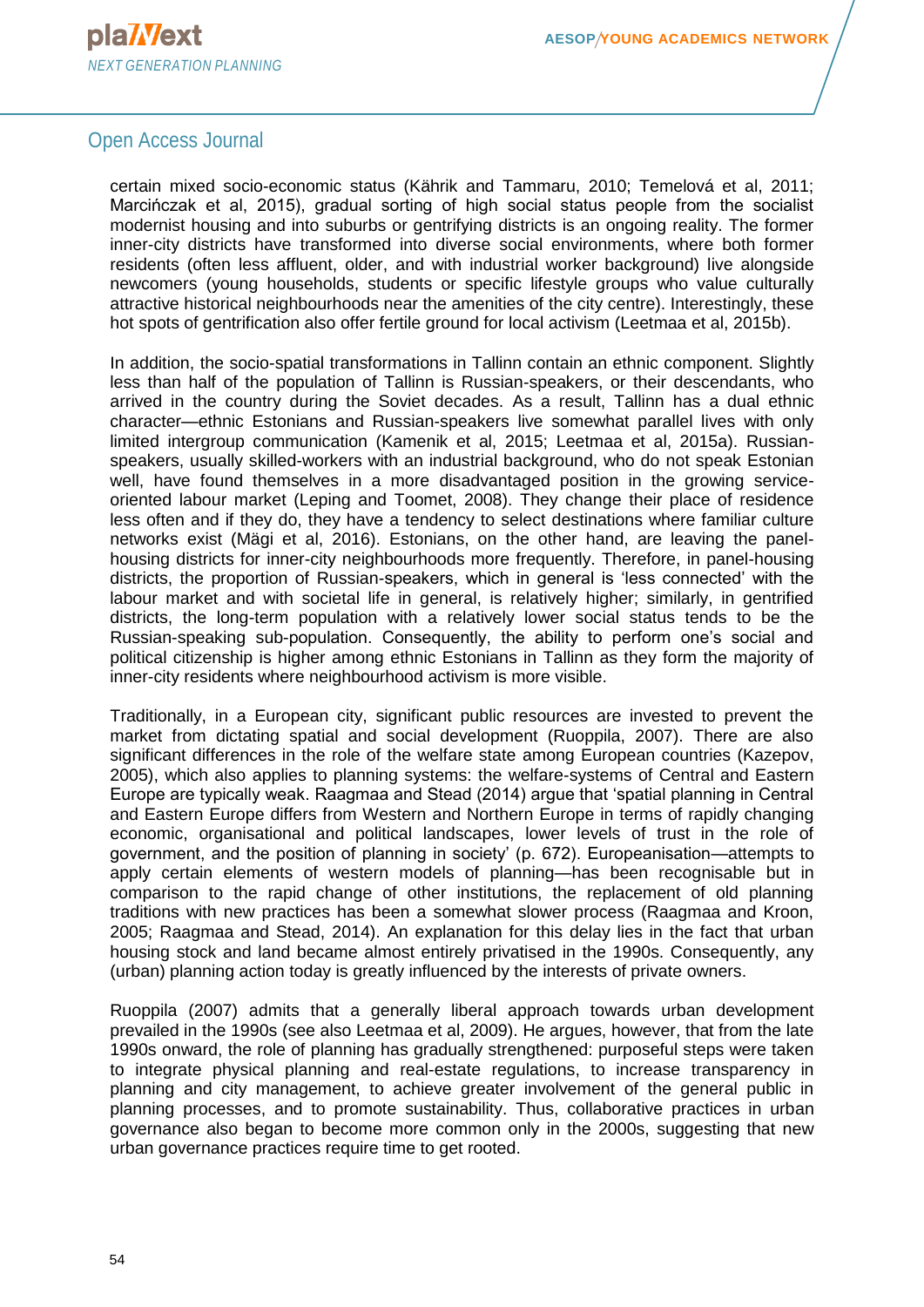certain mixed socio-economic status (Kährik and Tammaru, 2010; Temelová et al, 2011; Marcińczak et al, 2015), gradual sorting of high social status people from the socialist modernist housing and into suburbs or gentrifying districts is an ongoing reality. The former inner-city districts have transformed into diverse social environments, where both former residents (often less affluent, older, and with industrial worker background) live alongside newcomers (young households, students or specific lifestyle groups who value culturally attractive historical neighbourhoods near the amenities of the city centre). Interestingly, these hot spots of gentrification also offer fertile ground for local activism (Leetmaa et al, 2015b).

In addition, the socio-spatial transformations in Tallinn contain an ethnic component. Slightly less than half of the population of Tallinn is Russian-speakers, or their descendants, who arrived in the country during the Soviet decades. As a result, Tallinn has a dual ethnic character—ethnic Estonians and Russian-speakers live somewhat parallel lives with only limited intergroup communication (Kamenik et al, 2015; Leetmaa et al, 2015a). Russian-speakers, usually skilled-workers with an industrial background, who do not speak Estonian well, have found themselves in a more disadvantaged position in the growing service-oriented labour market (Leping and Toomet, 2008). They change their place of residence less often and if they do, they have a tendency to select destinations where familiar culture networks exist (Mägi et al, 2016). Estonians, on the other hand, are leaving the panel-housing districts for inner-city neighbourhoods more frequently. Therefore, in panel-housing districts, the proportion of Russian-speakers, which in general is 'less connected' with the labour market and with societal life in general, is relatively higher; similarly, in gentrified districts, the long-term population with a relatively lower social status tends to be the Russian-speaking sub-population. Consequently, the ability to perform one's social and political citizenship is higher among ethnic Estonians in Tallinn as they form the majority of inner-city residents where neighbourhood activism is more visible.

Traditionally, in a European city, significant public resources are invested to prevent the market from dictating spatial and social development (Ruoppila, 2007). There are also significant differences in the role of the welfare state among European countries (Kazepov, 2005), which also applies to planning systems: the welfare-systems of Central and Eastern Europe are typically weak. Raagmaa and Stead (2014) argue that 'spatial planning in Central and Eastern Europe differs from Western and Northern Europe in terms of rapidly changing economic, organisational and political landscapes, lower levels of trust in the role of government, and the position of planning in society' (p. 672). Europeanisation—attempts to apply certain elements of western models of planning—has been recognisable but in comparison to the rapid change of other institutions, the replacement of old planning traditions with new practices has been a somewhat slower process (Raagmaa and Kroon, 2005; Raagmaa and Stead, 2014). An explanation for this delay lies in the fact that urban housing stock and land became almost entirely privatised in the 1990s. Consequently, any (urban) planning action today is greatly influenced by the interests of private owners.

Ruoppila (2007) admits that a generally liberal approach towards urban development prevailed in the 1990s (see also Leetmaa et al, 2009). He argues, however, that from the late 1990s onward, the role of planning has gradually strengthened: purposeful steps were taken to integrate physical planning and real-estate regulations, to increase transparency in planning and city management, to achieve greater involvement of the general public in planning processes, and to promote sustainability. Thus, collaborative practices in urban governance also began to become more common only in the 2000s, suggesting that new urban governance practices require time to get rooted.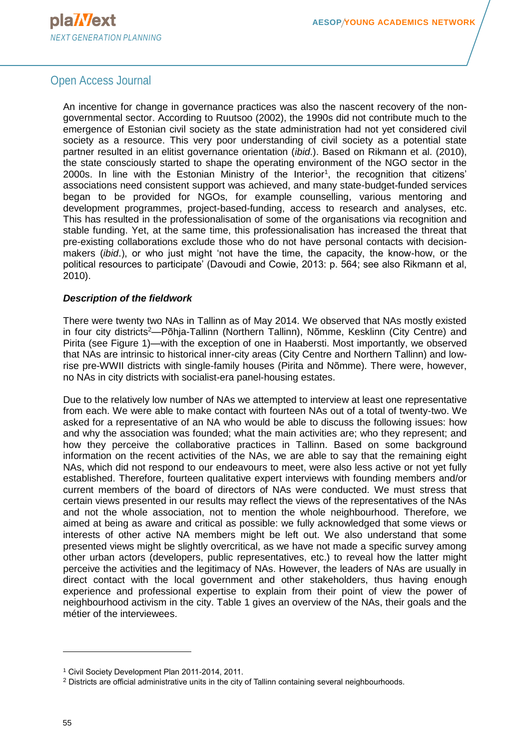An incentive for change in governance practices was also the nascent recovery of the non-governmental sector. According to Ruutsoo (2002), the 1990s did not contribute much to the emergence of Estonian civil society as the state administration had not yet considered civil society as a resource. This very poor understanding of civil society as a potential state partner resulted in an elitist governance orientation (*ibid*.). Based on Rikmann et al. (2010), the state consciously started to shape the operating environment of the NGO sector in the 2000s. In line with the Estonian Ministry of the Interior[1], the recognition that citizens' associations need consistent support was achieved, and many state-budget-funded services began to be provided for NGOs, for example counselling, various mentoring and development programmes, project-based-funding, access to research and analyses, etc. This has resulted in the professionalisation of some of the organisations via recognition and stable funding. Yet, at the same time, this professionalisation has increased the threat that pre-existing collaborations exclude those who do not have personal contacts with decision-makers (*ibid*.), or who just might 'not have the time, the capacity, the know-how, or the political resources to participate' (Davoudi and Cowie, 2013: p. 564; see also Rikmann et al, 2010).

***Description of the fieldwork***

There were twenty two NAs in Tallinn as of May 2014. We observed that NAs mostly existed in four city districts[2]—Põhja-Tallinn (Northern Tallinn), Nõmme, Kesklinn (City Centre) and Pirita (see Figure 1)—with the exception of one in Haabersti. Most importantly, we observed that NAs are intrinsic to historical inner-city areas (City Centre and Northern Tallinn) and low-rise pre-WWII districts with single-family houses (Pirita and Nõmme). There were, however, no NAs in city districts with socialist-era panel-housing estates.

Due to the relatively low number of NAs we attempted to interview at least one representative from each. We were able to make contact with fourteen NAs out of a total of twenty-two. We asked for a representative of an NA who would be able to discuss the following issues: how and why the association was founded; what the main activities are; who they represent; and how they perceive the collaborative practices in Tallinn. Based on some background information on the recent activities of the NAs, we are able to say that the remaining eight NAs, which did not respond to our endeavours to meet, were also less active or not yet fully established. Therefore, fourteen qualitative expert interviews with founding members and/or current members of the board of directors of NAs were conducted. We must stress that certain views presented in our results may reflect the views of the representatives of the NAs and not the whole association, not to mention the whole neighbourhood. Therefore, we aimed at being as aware and critical as possible: we fully acknowledged that some views or interests of other active NA members might be left out. We also understand that some presented views might be slightly overcritical, as we have not made a specific survey among other urban actors (developers, public representatives, etc.) to reveal how the latter might perceive the activities and the legitimacy of NAs. However, the leaders of NAs are usually in direct contact with the local government and other stakeholders, thus having enough experience and professional expertise to explain from their point of view the power of neighbourhood activism in the city. Table 1 gives an overview of the NAs, their goals and the métier of the interviewees.

---

[1] Civil Society Development Plan 2011-2014, 2011.

[2] Districts are official administrative units in the city of Tallinn containing several neighbourhoods.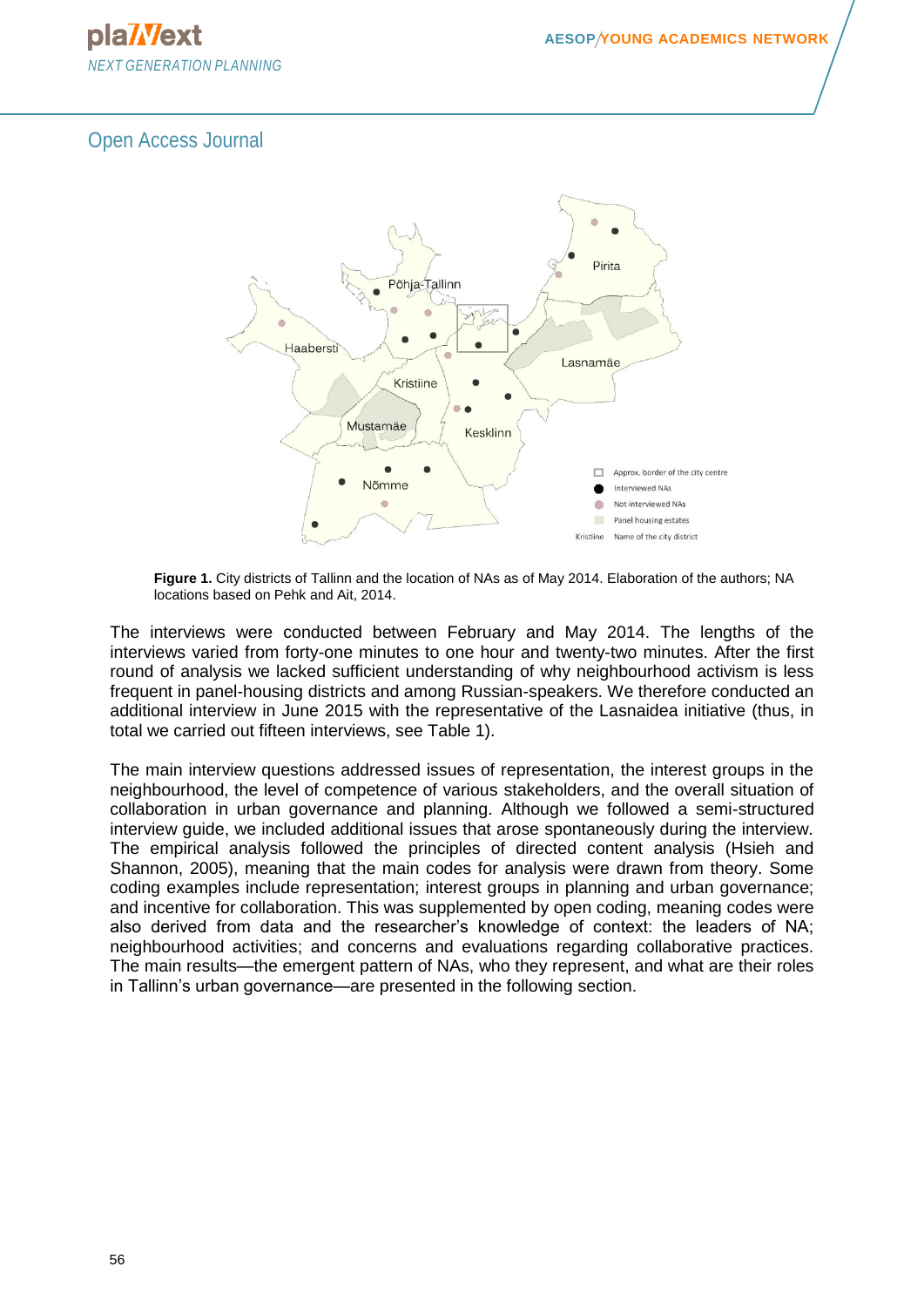**Figure 1.** City districts of Tallinn and the location of NAs as of May 2014. Elaboration of the authors; NA locations based on Pehk and Ait, 2014.

The interviews were conducted between February and May 2014. The lengths of the interviews varied from forty-one minutes to one hour and twenty-two minutes. After the first round of analysis we lacked sufficient understanding of why neighbourhood activism is less frequent in panel-housing districts and among Russian-speakers. We therefore conducted an additional interview in June 2015 with the representative of the Lasnaidea initiative (thus, in total we carried out fifteen interviews, see Table 1).

The main interview questions addressed issues of representation, the interest groups in the neighbourhood, the level of competence of various stakeholders, and the overall situation of collaboration in urban governance and planning. Although we followed a semi-structured interview guide, we included additional issues that arose spontaneously during the interview. The empirical analysis followed the principles of directed content analysis (Hsieh and Shannon, 2005), meaning that the main codes for analysis were drawn from theory. Some coding examples include representation; interest groups in planning and urban governance; and incentive for collaboration. This was supplemented by open coding, meaning codes were also derived from data and the researcher's knowledge of context: the leaders of NA; neighbourhood activities; and concerns and evaluations regarding collaborative practices. The main results—the emergent pattern of NAs, who they represent, and what are their roles in Tallinn's urban governance—are presented in the following section.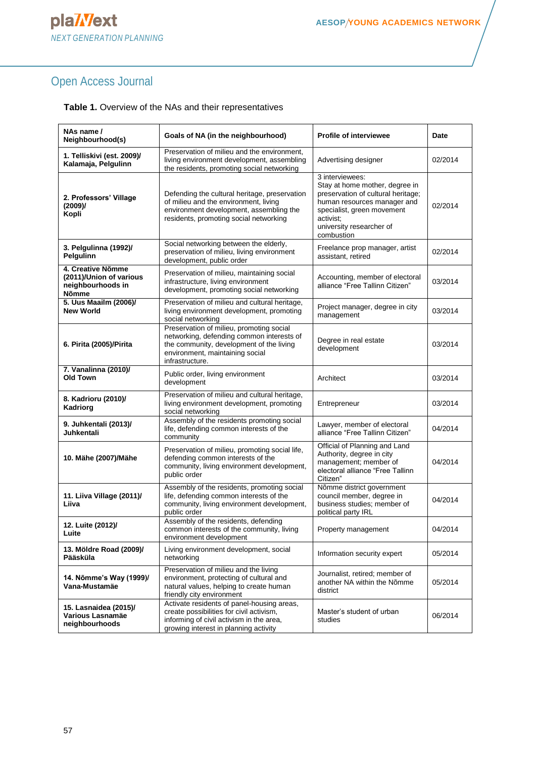**Table 1.** Overview of the NAs and their representatives

| NAs name / Neighbourhood(s) | Goals of NA (in the neighbourhood) | Profile of interviewee | Date |
|---|---|---|---|
| **1. Telliskivi (est. 2009)/ Kalamaja, Pelgulinn** | Preservation of milieu and the environment, living environment development, assembling the residents, promoting social networking | Advertising designer | 02/2014 |
| **2. Professors' Village (2009)/ Kopli** | Defending the cultural heritage, preservation of milieu and the environment, living environment development, assembling the residents, promoting social networking | 3 interviewees: Stay at home mother, degree in preservation of cultural heritage; human resources manager and specialist, green movement activist; university researcher of combustion | 02/2014 |
| **3. Pelgulinna (1992)/ Pelgulinn** | Social networking between the elderly, preservation of milieu, living environment development, public order | Freelance prop manager, artist assistant, retired | 02/2014 |
| **4. Creative Nõmme (2011)/Union of various neighbourhoods in Nõmme** | Preservation of milieu, maintaining social infrastructure, living environment development, promoting social networking | Accounting, member of electoral alliance "Free Tallinn Citizen" | 03/2014 |
| **5. Uus Maailm (2006)/ New World** | Preservation of milieu and cultural heritage, living environment development, promoting social networking | Project manager, degree in city management | 03/2014 |
| **6. Pirita (2005)/Pirita** | Preservation of milieu, promoting social networking, defending common interests of the community, development of the living environment, maintaining social infrastructure. | Degree in real estate development | 03/2014 |
| **7. Vanalinna (2010)/ Old Town** | Public order, living environment development | Architect | 03/2014 |
| **8. Kadrioru (2010)/ Kadriorg** | Preservation of milieu and cultural heritage, living environment development, promoting social networking | Entrepreneur | 03/2014 |
| **9. Juhkentali (2013)/ Juhkentali** | Assembly of the residents promoting social life, defending common interests of the community | Lawyer, member of electoral alliance "Free Tallinn Citizen" | 04/2014 |
| **10. Mähe (2007)/Mähe** | Preservation of milieu, promoting social life, defending common interests of the community, living environment development, public order | Official of Planning and Land Authority, degree in city management; member of electoral alliance "Free Tallinn Citizen" | 04/2014 |
| **11. Liiva Village (2011)/ Liiva** | Assembly of the residents, promoting social life, defending common interests of the community, living environment development, public order | Nõmme district government council member, degree in business studies; member of political party IRL | 04/2014 |
| **12. Luite (2012)/ Luite** | Assembly of the residents, defending common interests of the community, living environment development | Property management | 04/2014 |
| **13. Möldre Road (2009)/ Pääsküla** | Living environment development, social networking | Information security expert | 05/2014 |
| **14. Nõmme's Way (1999)/ Vana-Mustamäe** | Preservation of milieu and the living environment, protecting of cultural and natural values, helping to create human friendly city environment | Journalist, retired; member of another NA within the Nõmme district | 05/2014 |
| **15. Lasnaidea (2015)/ Various Lasnamäe neighbourhoods** | Activate residents of panel-housing areas, create possibilities for civil activism, informing of civil activism in the area, growing interest in planning activity | Master's student of urban studies | 06/2014 |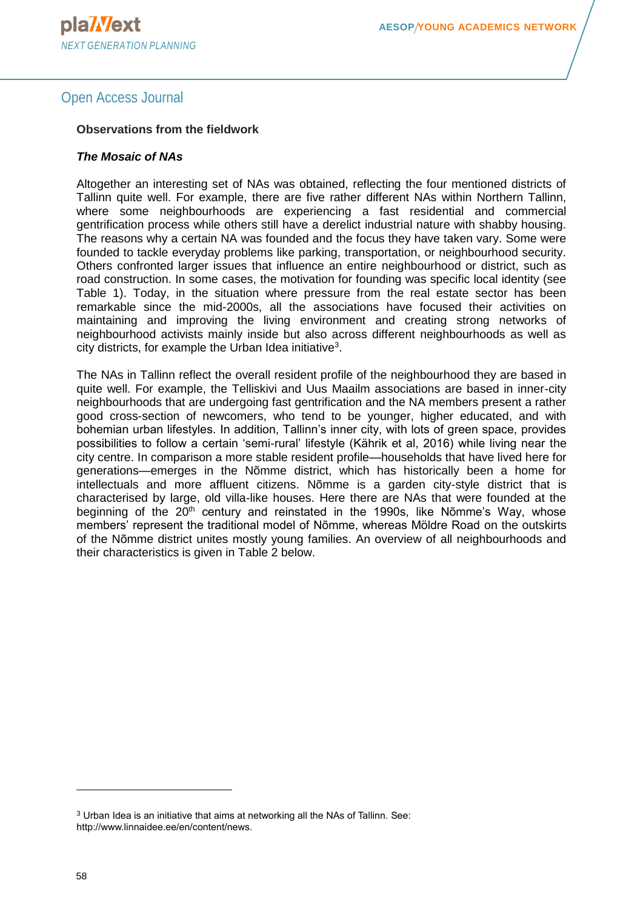**Observations from the fieldwork**

***The Mosaic of NAs***

Altogether an interesting set of NAs was obtained, reflecting the four mentioned districts of Tallinn quite well. For example, there are five rather different NAs within Northern Tallinn, where some neighbourhoods are experiencing a fast residential and commercial gentrification process while others still have a derelict industrial nature with shabby housing. The reasons why a certain NA was founded and the focus they have taken vary. Some were founded to tackle everyday problems like parking, transportation, or neighbourhood security. Others confronted larger issues that influence an entire neighbourhood or district, such as road construction. In some cases, the motivation for founding was specific local identity (see Table 1). Today, in the situation where pressure from the real estate sector has been remarkable since the mid-2000s, all the associations have focused their activities on maintaining and improving the living environment and creating strong networks of neighbourhood activists mainly inside but also across different neighbourhoods as well as city districts, for example the Urban Idea initiative[3].

The NAs in Tallinn reflect the overall resident profile of the neighbourhood they are based in quite well. For example, the Telliskivi and Uus Maailm associations are based in inner-city neighbourhoods that are undergoing fast gentrification and the NA members present a rather good cross-section of newcomers, who tend to be younger, higher educated, and with bohemian urban lifestyles. In addition, Tallinn's inner city, with lots of green space, provides possibilities to follow a certain 'semi-rural' lifestyle (Kährik et al, 2016) while living near the city centre. In comparison a more stable resident profile—households that have lived here for generations—emerges in the Nõmme district, which has historically been a home for intellectuals and more affluent citizens. Nõmme is a garden city-style district that is characterised by large, old villa-like houses. Here there are NAs that were founded at the beginning of the 20th century and reinstated in the 1990s, like Nõmme's Way, whose members' represent the traditional model of Nõmme, whereas Möldre Road on the outskirts of the Nõmme district unites mostly young families. An overview of all neighbourhoods and their characteristics is given in Table 2 below.

---

[3] Urban Idea is an initiative that aims at networking all the NAs of Tallinn. See: http://www.linnaidee.ee/en/content/news.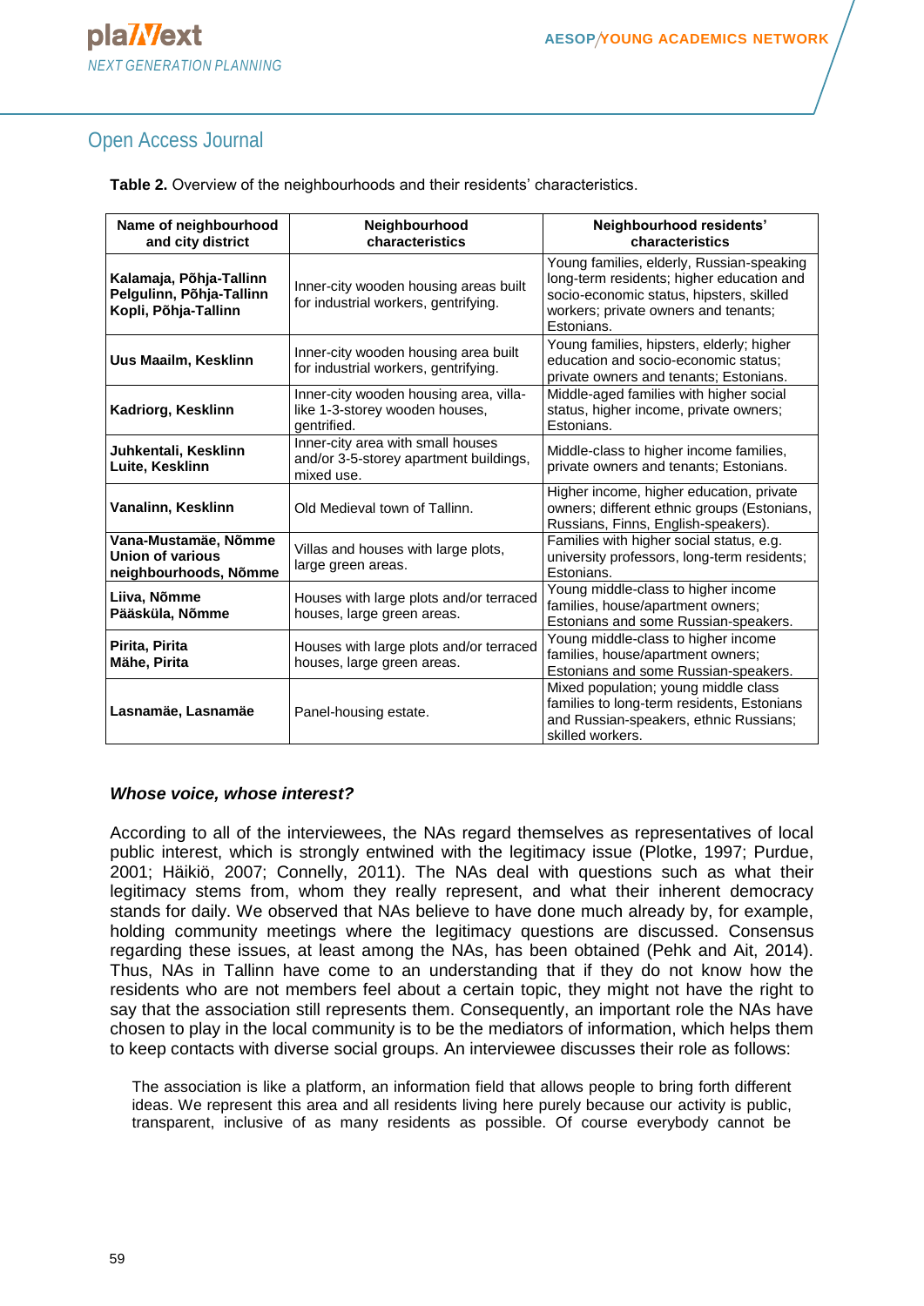**Table 2.** Overview of the neighbourhoods and their residents' characteristics.

| Name of neighbourhood and city district | Neighbourhood characteristics | Neighbourhood residents' characteristics |
|---|---|---|
| **Kalamaja, Põhja-Tallinn Pelgulinn, Põhja-Tallinn Kopli, Põhja-Tallinn** | Inner-city wooden housing areas built for industrial workers, gentrifying. | Young families, elderly, Russian-speaking long-term residents; higher education and socio-economic status, hipsters, skilled workers; private owners and tenants; Estonians. |
| **Uus Maailm, Kesklinn** | Inner-city wooden housing area built for industrial workers, gentrifying. | Young families, hipsters, elderly; higher education and socio-economic status; private owners and tenants; Estonians. |
| **Kadriorg, Kesklinn** | Inner-city wooden housing area, villa-like 1-3-storey wooden houses, gentrified. | Middle-aged families with higher social status, higher income, private owners; Estonians. |
| **Juhkentali, Kesklinn Luite, Kesklinn** | Inner-city area with small houses and/or 3-5-storey apartment buildings, mixed use. | Middle-class to higher income families, private owners and tenants; Estonians. |
| **Vanalinn, Kesklinn** | Old Medieval town of Tallinn. | Higher income, higher education, private owners; different ethnic groups (Estonians, Russians, Finns, English-speakers). |
| **Vana-Mustamäe, Nõmme Union of various neighbourhoods, Nõmme** | Villas and houses with large plots, large green areas. | Families with higher social status, e.g. university professors, long-term residents; Estonians. |
| **Liiva, Nõmme Pääsküla, Nõmme** | Houses with large plots and/or terraced houses, large green areas. | Young middle-class to higher income families, house/apartment owners; Estonians and some Russian-speakers. |
| **Pirita, Pirita Mähe, Pirita** | Houses with large plots and/or terraced houses, large green areas. | Young middle-class to higher income families, house/apartment owners; Estonians and some Russian-speakers. |
| **Lasnamäe, Lasnamäe** | Panel-housing estate. | Mixed population; young middle class families to long-term residents, Estonians and Russian-speakers, ethnic Russians; skilled workers. |

### *Whose voice, whose interest?*

According to all of the interviewees, the NAs regard themselves as representatives of local public interest, which is strongly entwined with the legitimacy issue (Plotke, 1997; Purdue, 2001; Häikiö, 2007; Connelly, 2011). The NAs deal with questions such as what their legitimacy stems from, whom they really represent, and what their inherent democracy stands for daily. We observed that NAs believe to have done much already by, for example, holding community meetings where the legitimacy questions are discussed. Consensus regarding these issues, at least among the NAs, has been obtained (Pehk and Ait, 2014). Thus, NAs in Tallinn have come to an understanding that if they do not know how the residents who are not members feel about a certain topic, they might not have the right to say that the association still represents them. Consequently, an important role the NAs have chosen to play in the local community is to be the mediators of information, which helps them to keep contacts with diverse social groups. An interviewee discusses their role as follows:

> The association is like a platform, an information field that allows people to bring forth different ideas. We represent this area and all residents living here purely because our activity is public, transparent, inclusive of as many residents as possible. Of course everybody cannot be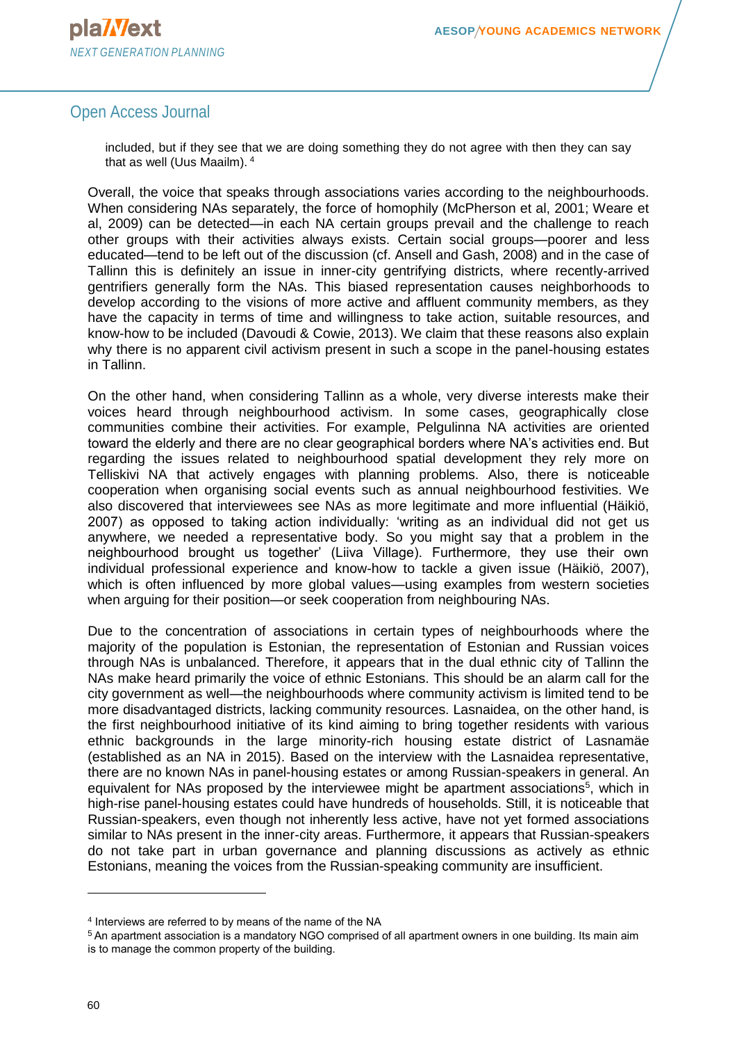included, but if they see that we are doing something they do not agree with then they can say that as well (Uus Maailm). [4]

Overall, the voice that speaks through associations varies according to the neighbourhoods. When considering NAs separately, the force of homophily (McPherson et al, 2001; Weare et al, 2009) can be detected—in each NA certain groups prevail and the challenge to reach other groups with their activities always exists. Certain social groups—poorer and less educated—tend to be left out of the discussion (cf. Ansell and Gash, 2008) and in the case of Tallinn this is definitely an issue in inner-city gentrifying districts, where recently-arrived gentrifiers generally form the NAs. This biased representation causes neighborhoods to develop according to the visions of more active and affluent community members, as they have the capacity in terms of time and willingness to take action, suitable resources, and know-how to be included (Davoudi & Cowie, 2013). We claim that these reasons also explain why there is no apparent civil activism present in such a scope in the panel-housing estates in Tallinn.

On the other hand, when considering Tallinn as a whole, very diverse interests make their voices heard through neighbourhood activism. In some cases, geographically close communities combine their activities. For example, Pelgulinna NA activities are oriented toward the elderly and there are no clear geographical borders where NA's activities end. But regarding the issues related to neighbourhood spatial development they rely more on Telliskivi NA that actively engages with planning problems. Also, there is noticeable cooperation when organising social events such as annual neighbourhood festivities. We also discovered that interviewees see NAs as more legitimate and more influential (Häikiö, 2007) as opposed to taking action individually: 'writing as an individual did not get us anywhere, we needed a representative body. So you might say that a problem in the neighbourhood brought us together' (Liiva Village). Furthermore, they use their own individual professional experience and know-how to tackle a given issue (Häikiö, 2007), which is often influenced by more global values—using examples from western societies when arguing for their position—or seek cooperation from neighbouring NAs.

Due to the concentration of associations in certain types of neighbourhoods where the majority of the population is Estonian, the representation of Estonian and Russian voices through NAs is unbalanced. Therefore, it appears that in the dual ethnic city of Tallinn the NAs make heard primarily the voice of ethnic Estonians. This should be an alarm call for the city government as well—the neighbourhoods where community activism is limited tend to be more disadvantaged districts, lacking community resources. Lasnaidea, on the other hand, is the first neighbourhood initiative of its kind aiming to bring together residents with various ethnic backgrounds in the large minority-rich housing estate district of Lasnamäe (established as an NA in 2015). Based on the interview with the Lasnaidea representative, there are no known NAs in panel-housing estates or among Russian-speakers in general. An equivalent for NAs proposed by the interviewee might be apartment associations[5], which in high-rise panel-housing estates could have hundreds of households. Still, it is noticeable that Russian-speakers, even though not inherently less active, have not yet formed associations similar to NAs present in the inner-city areas. Furthermore, it appears that Russian-speakers do not take part in urban governance and planning discussions as actively as ethnic Estonians, meaning the voices from the Russian-speaking community are insufficient.

---

[4] Interviews are referred to by means of the name of the NA

[5] An apartment association is a mandatory NGO comprised of all apartment owners in one building. Its main aim is to manage the common property of the building.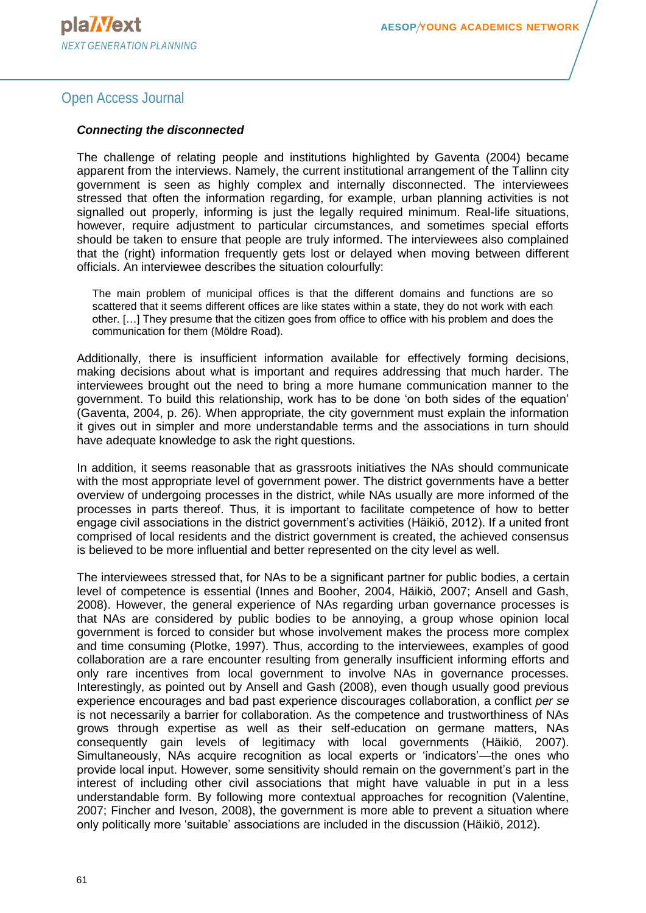***Connecting the disconnected***

The challenge of relating people and institutions highlighted by Gaventa (2004) became apparent from the interviews. Namely, the current institutional arrangement of the Tallinn city government is seen as highly complex and internally disconnected. The interviewees stressed that often the information regarding, for example, urban planning activities is not signalled out properly, informing is just the legally required minimum. Real-life situations, however, require adjustment to particular circumstances, and sometimes special efforts should be taken to ensure that people are truly informed. The interviewees also complained that the (right) information frequently gets lost or delayed when moving between different officials. An interviewee describes the situation colourfully:

> The main problem of municipal offices is that the different domains and functions are so scattered that it seems different offices are like states within a state, they do not work with each other. […] They presume that the citizen goes from office to office with his problem and does the communication for them (Möldre Road).

Additionally, there is insufficient information available for effectively forming decisions, making decisions about what is important and requires addressing that much harder. The interviewees brought out the need to bring a more humane communication manner to the government. To build this relationship, work has to be done 'on both sides of the equation' (Gaventa, 2004, p. 26). When appropriate, the city government must explain the information it gives out in simpler and more understandable terms and the associations in turn should have adequate knowledge to ask the right questions.

In addition, it seems reasonable that as grassroots initiatives the NAs should communicate with the most appropriate level of government power. The district governments have a better overview of undergoing processes in the district, while NAs usually are more informed of the processes in parts thereof. Thus, it is important to facilitate competence of how to better engage civil associations in the district government's activities (Häikiö, 2012). If a united front comprised of local residents and the district government is created, the achieved consensus is believed to be more influential and better represented on the city level as well.

The interviewees stressed that, for NAs to be a significant partner for public bodies, a certain level of competence is essential (Innes and Booher, 2004, Häikiö, 2007; Ansell and Gash, 2008). However, the general experience of NAs regarding urban governance processes is that NAs are considered by public bodies to be annoying, a group whose opinion local government is forced to consider but whose involvement makes the process more complex and time consuming (Plotke, 1997). Thus, according to the interviewees, examples of good collaboration are a rare encounter resulting from generally insufficient informing efforts and only rare incentives from local government to involve NAs in governance processes. Interestingly, as pointed out by Ansell and Gash (2008), even though usually good previous experience encourages and bad past experience discourages collaboration, a conflict *per se* is not necessarily a barrier for collaboration. As the competence and trustworthiness of NAs grows through expertise as well as their self-education on germane matters, NAs consequently gain levels of legitimacy with local governments (Häikiö, 2007). Simultaneously, NAs acquire recognition as local experts or 'indicators'—the ones who provide local input. However, some sensitivity should remain on the government's part in the interest of including other civil associations that might have valuable in put in a less understandable form. By following more contextual approaches for recognition (Valentine, 2007; Fincher and Iveson, 2008), the government is more able to prevent a situation where only politically more 'suitable' associations are included in the discussion (Häikiö, 2012).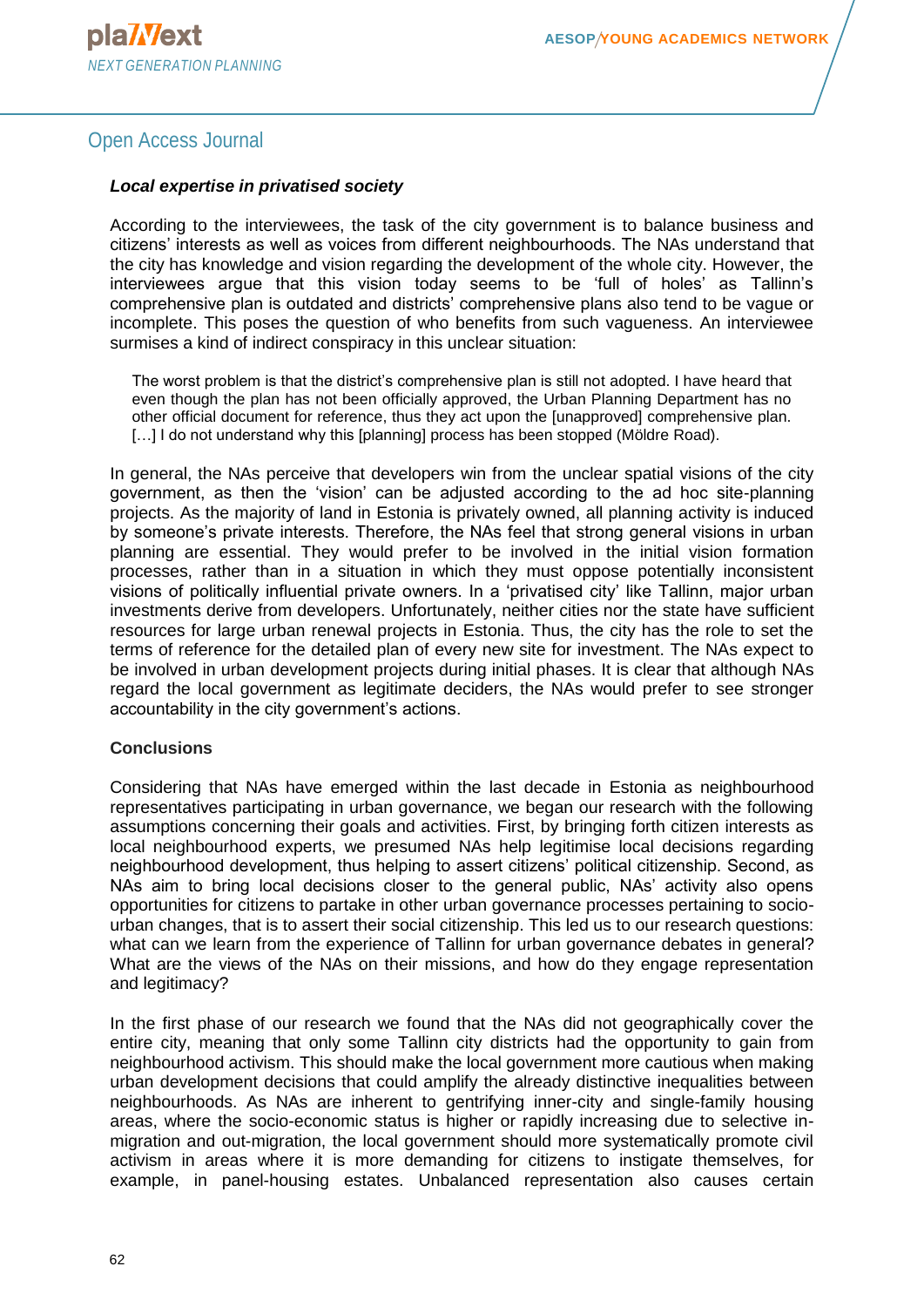### *Local expertise in privatised society*

According to the interviewees, the task of the city government is to balance business and citizens' interests as well as voices from different neighbourhoods. The NAs understand that the city has knowledge and vision regarding the development of the whole city. However, the interviewees argue that this vision today seems to be 'full of holes' as Tallinn's comprehensive plan is outdated and districts' comprehensive plans also tend to be vague or incomplete. This poses the question of who benefits from such vagueness. An interviewee surmises a kind of indirect conspiracy in this unclear situation:

> The worst problem is that the district's comprehensive plan is still not adopted. I have heard that even though the plan has not been officially approved, the Urban Planning Department has no other official document for reference, thus they act upon the [unapproved] comprehensive plan. […] I do not understand why this [planning] process has been stopped (Mõldre Road).

In general, the NAs perceive that developers win from the unclear spatial visions of the city government, as then the 'vision' can be adjusted according to the ad hoc site-planning projects. As the majority of land in Estonia is privately owned, all planning activity is induced by someone's private interests. Therefore, the NAs feel that strong general visions in urban planning are essential. They would prefer to be involved in the initial vision formation processes, rather than in a situation in which they must oppose potentially inconsistent visions of politically influential private owners. In a 'privatised city' like Tallinn, major urban investments derive from developers. Unfortunately, neither cities nor the state have sufficient resources for large urban renewal projects in Estonia. Thus, the city has the role to set the terms of reference for the detailed plan of every new site for investment. The NAs expect to be involved in urban development projects during initial phases. It is clear that although NAs regard the local government as legitimate deciders, the NAs would prefer to see stronger accountability in the city government's actions.

## Conclusions

Considering that NAs have emerged within the last decade in Estonia as neighbourhood representatives participating in urban governance, we began our research with the following assumptions concerning their goals and activities. First, by bringing forth citizen interests as local neighbourhood experts, we presumed NAs help legitimise local decisions regarding neighbourhood development, thus helping to assert citizens' political citizenship. Second, as NAs aim to bring local decisions closer to the general public, NAs' activity also opens opportunities for citizens to partake in other urban governance processes pertaining to socio-urban changes, that is to assert their social citizenship. This led us to our research questions: what can we learn from the experience of Tallinn for urban governance debates in general? What are the views of the NAs on their missions, and how do they engage representation and legitimacy?

In the first phase of our research we found that the NAs did not geographically cover the entire city, meaning that only some Tallinn city districts had the opportunity to gain from neighbourhood activism. This should make the local government more cautious when making urban development decisions that could amplify the already distinctive inequalities between neighbourhoods. As NAs are inherent to gentrifying inner-city and single-family housing areas, where the socio-economic status is higher or rapidly increasing due to selective in-migration and out-migration, the local government should more systematically promote civil activism in areas where it is more demanding for citizens to instigate themselves, for example, in panel-housing estates. Unbalanced representation also causes certain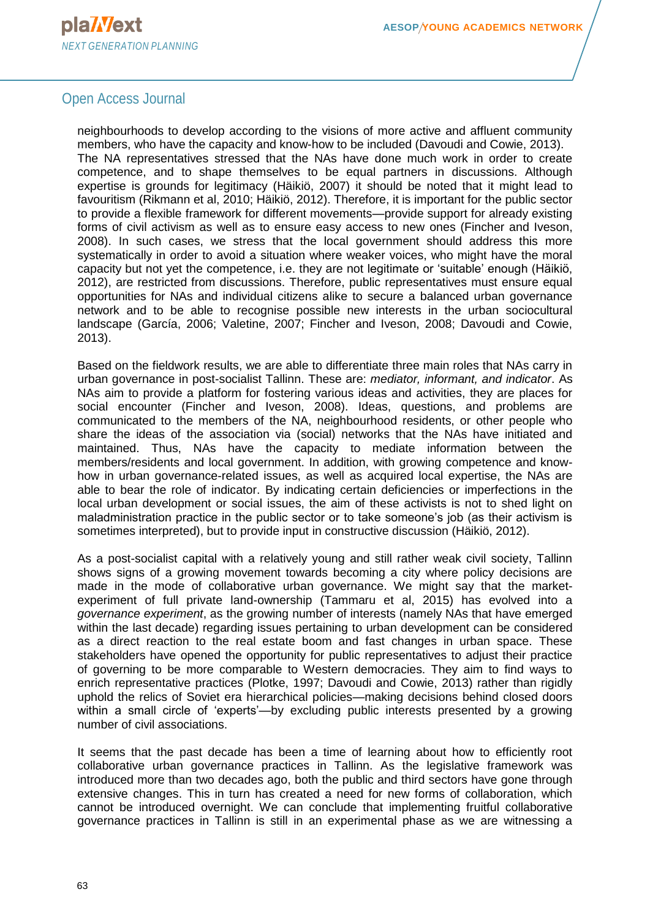neighbourhoods to develop according to the visions of more active and affluent community members, who have the capacity and know-how to be included (Davoudi and Cowie, 2013). The NA representatives stressed that the NAs have done much work in order to create competence, and to shape themselves to be equal partners in discussions. Although expertise is grounds for legitimacy (Häikiö, 2007) it should be noted that it might lead to favouritism (Rikmann et al, 2010; Häikiö, 2012). Therefore, it is important for the public sector to provide a flexible framework for different movements—provide support for already existing forms of civil activism as well as to ensure easy access to new ones (Fincher and Iveson, 2008). In such cases, we stress that the local government should address this more systematically in order to avoid a situation where weaker voices, who might have the moral capacity but not yet the competence, i.e. they are not legitimate or 'suitable' enough (Häikiö, 2012), are restricted from discussions. Therefore, public representatives must ensure equal opportunities for NAs and individual citizens alike to secure a balanced urban governance network and to be able to recognise possible new interests in the urban sociocultural landscape (García, 2006; Valetine, 2007; Fincher and Iveson, 2008; Davoudi and Cowie, 2013).

Based on the fieldwork results, we are able to differentiate three main roles that NAs carry in urban governance in post-socialist Tallinn. These are: *mediator, informant, and indicator*. As NAs aim to provide a platform for fostering various ideas and activities, they are places for social encounter (Fincher and Iveson, 2008). Ideas, questions, and problems are communicated to the members of the NA, neighbourhood residents, or other people who share the ideas of the association via (social) networks that the NAs have initiated and maintained. Thus, NAs have the capacity to mediate information between the members/residents and local government. In addition, with growing competence and know-how in urban governance-related issues, as well as acquired local expertise, the NAs are able to bear the role of indicator. By indicating certain deficiencies or imperfections in the local urban development or social issues, the aim of these activists is not to shed light on maladministration practice in the public sector or to take someone's job (as their activism is sometimes interpreted), but to provide input in constructive discussion (Häikiö, 2012).

As a post-socialist capital with a relatively young and still rather weak civil society, Tallinn shows signs of a growing movement towards becoming a city where policy decisions are made in the mode of collaborative urban governance. We might say that the market-experiment of full private land-ownership (Tammaru et al, 2015) has evolved into a *governance experiment*, as the growing number of interests (namely NAs that have emerged within the last decade) regarding issues pertaining to urban development can be considered as a direct reaction to the real estate boom and fast changes in urban space. These stakeholders have opened the opportunity for public representatives to adjust their practice of governing to be more comparable to Western democracies. They aim to find ways to enrich representative practices (Plotke, 1997; Davoudi and Cowie, 2013) rather than rigidly uphold the relics of Soviet era hierarchical policies—making decisions behind closed doors within a small circle of 'experts'—by excluding public interests presented by a growing number of civil associations.

It seems that the past decade has been a time of learning about how to efficiently root collaborative urban governance practices in Tallinn. As the legislative framework was introduced more than two decades ago, both the public and third sectors have gone through extensive changes. This in turn has created a need for new forms of collaboration, which cannot be introduced overnight. We can conclude that implementing fruitful collaborative governance practices in Tallinn is still in an experimental phase as we are witnessing a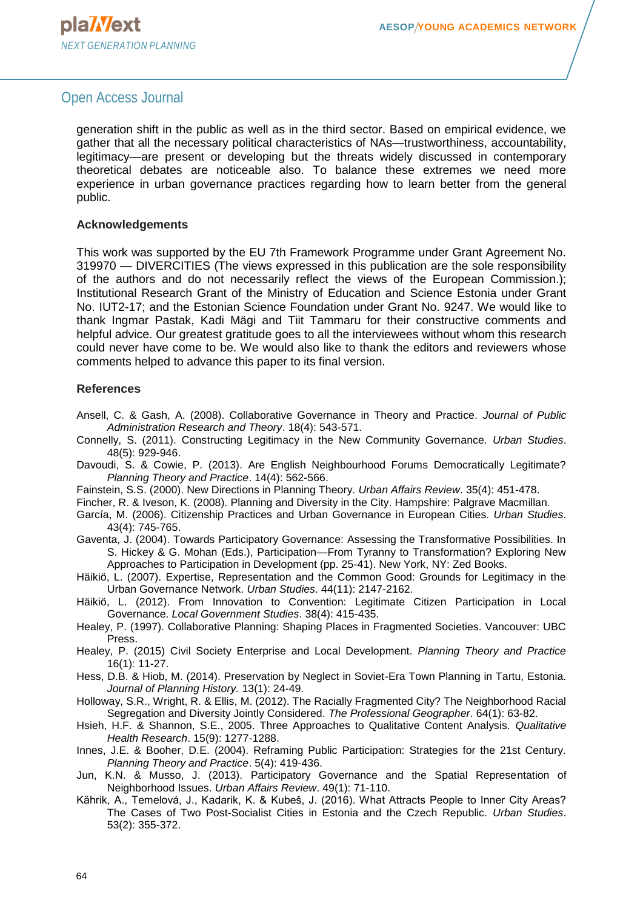generation shift in the public as well as in the third sector. Based on empirical evidence, we gather that all the necessary political characteristics of NAs—trustworthiness, accountability, legitimacy—are present or developing but the threats widely discussed in contemporary theoretical debates are noticeable also. To balance these extremes we need more experience in urban governance practices regarding how to learn better from the general public.

### Acknowledgements

This work was supported by the EU 7th Framework Programme under Grant Agreement No. 319970 — DIVERCITIES (The views expressed in this publication are the sole responsibility of the authors and do not necessarily reflect the views of the European Commission.); Institutional Research Grant of the Ministry of Education and Science Estonia under Grant No. IUT2-17; and the Estonian Science Foundation under Grant No. 9247. We would like to thank Ingmar Pastak, Kadi Mägi and Tiit Tammaru for their constructive comments and helpful advice. Our greatest gratitude goes to all the interviewees without whom this research could never have come to be. We would also like to thank the editors and reviewers whose comments helped to advance this paper to its final version.

### References

Ansell, C. & Gash, A. (2008). Collaborative Governance in Theory and Practice. *Journal of Public Administration Research and Theory*. 18(4): 543-571.

Connelly, S. (2011). Constructing Legitimacy in the New Community Governance. *Urban Studies*. 48(5): 929-946.

Davoudi, S. & Cowie, P. (2013). Are English Neighbourhood Forums Democratically Legitimate? *Planning Theory and Practice*. 14(4): 562-566.

Fainstein, S.S. (2000). New Directions in Planning Theory. *Urban Affairs Review*. 35(4): 451-478.

Fincher, R. & Iveson, K. (2008). Planning and Diversity in the City. Hampshire: Palgrave Macmillan.

García, M. (2006). Citizenship Practices and Urban Governance in European Cities. *Urban Studies*. 43(4): 745-765.

Gaventa, J. (2004). Towards Participatory Governance: Assessing the Transformative Possibilities. In S. Hickey & G. Mohan (Eds.), Participation—From Tyranny to Transformation? Exploring New Approaches to Participation in Development (pp. 25-41). New York, NY: Zed Books.

Häikiö, L. (2007). Expertise, Representation and the Common Good: Grounds for Legitimacy in the Urban Governance Network. *Urban Studies*. 44(11): 2147-2162.

Häikiö, L. (2012). From Innovation to Convention: Legitimate Citizen Participation in Local Governance. *Local Government Studies*. 38(4): 415-435.

Healey, P. (1997). Collaborative Planning: Shaping Places in Fragmented Societies. Vancouver: UBC Press.

Healey, P. (2015) Civil Society Enterprise and Local Development. *Planning Theory and Practice* 16(1): 11-27.

Hess, D.B. & Hiob, M. (2014). Preservation by Neglect in Soviet-Era Town Planning in Tartu, Estonia. *Journal of Planning History.* 13(1): 24-49.

Holloway, S.R., Wright, R. & Ellis, M. (2012). The Racially Fragmented City? The Neighborhood Racial Segregation and Diversity Jointly Considered. *The Professional Geographer*. 64(1): 63-82.

Hsieh, H.F. & Shannon, S.E., 2005. Three Approaches to Qualitative Content Analysis. *Qualitative Health Research*. 15(9): 1277-1288.

Innes, J.E. & Booher, D.E. (2004). Reframing Public Participation: Strategies for the 21st Century. *Planning Theory and Practice*. 5(4): 419-436.

Jun, K.N. & Musso, J. (2013). Participatory Governance and the Spatial Representation of Neighborhood Issues. *Urban Affairs Review*. 49(1): 71-110.

Kährik, A., Temelová, J., Kadarik, K. & Kubeš, J. (2016). What Attracts People to Inner City Areas? The Cases of Two Post-Socialist Cities in Estonia and the Czech Republic. *Urban Studies*. 53(2): 355-372.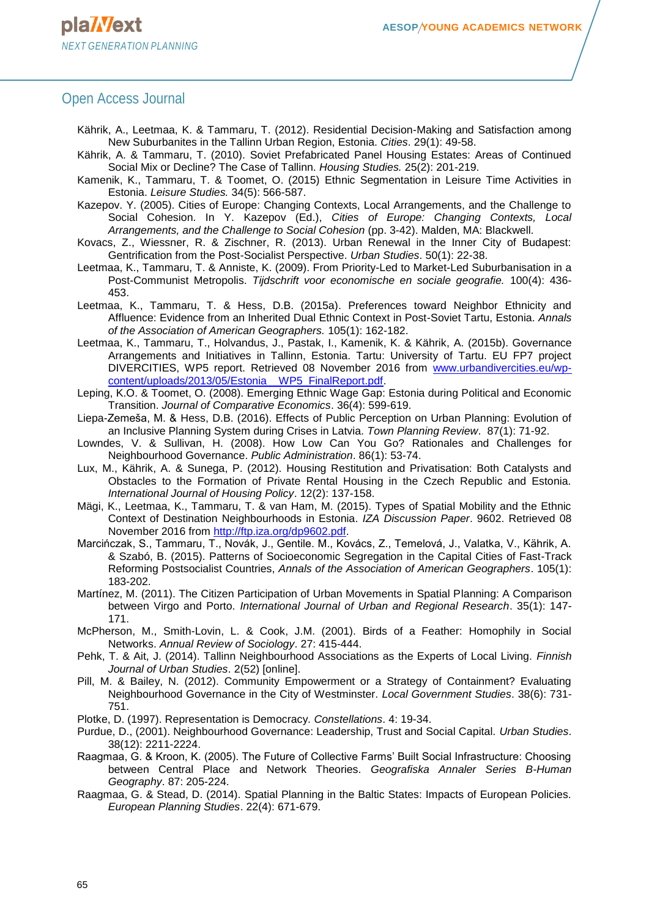Kährik, A., Leetmaa, K. & Tammaru, T. (2012). Residential Decision-Making and Satisfaction among New Suburbanites in the Tallinn Urban Region, Estonia. *Cities*. 29(1): 49-58.

Kährik, A. & Tammaru, T. (2010). Soviet Prefabricated Panel Housing Estates: Areas of Continued Social Mix or Decline? The Case of Tallinn. *Housing Studies.* 25(2): 201-219.

Kamenik, K., Tammaru, T. & Toomet, O. (2015) Ethnic Segmentation in Leisure Time Activities in Estonia. *Leisure Studies.* 34(5): 566-587.

Kazepov. Y. (2005). Cities of Europe: Changing Contexts, Local Arrangements, and the Challenge to Social Cohesion. In Y. Kazepov (Ed.), *Cities of Europe: Changing Contexts, Local Arrangements, and the Challenge to Social Cohesion* (pp. 3-42). Malden, MA: Blackwell.

Kovacs, Z., Wiessner, R. & Zischner, R. (2013). Urban Renewal in the Inner City of Budapest: Gentrification from the Post-Socialist Perspective. *Urban Studies*. 50(1): 22-38.

Leetmaa, K., Tammaru, T. & Anniste, K. (2009). From Priority-Led to Market-Led Suburbanisation in a Post-Communist Metropolis. *Tijdschrift voor economische en sociale geografie.* 100(4): 436-453.

Leetmaa, K., Tammaru, T. & Hess, D.B. (2015a). Preferences toward Neighbor Ethnicity and Affluence: Evidence from an Inherited Dual Ethnic Context in Post-Soviet Tartu, Estonia. *Annals of the Association of American Geographers.* 105(1): 162-182.

Leetmaa, K., Tammaru, T., Holvandus, J., Pastak, I., Kamenik, K. & Kährik, A. (2015b). Governance Arrangements and Initiatives in Tallinn, Estonia. Tartu: University of Tartu. EU FP7 project DIVERCITIES, WP5 report. Retrieved 08 November 2016 from www.urbandivercities.eu/wp-content/uploads/2013/05/Estonia_WP5_FinalReport.pdf.

Leping, K.O. & Toomet, O. (2008). Emerging Ethnic Wage Gap: Estonia during Political and Economic Transition. *Journal of Comparative Economics*. 36(4): 599-619.

Liepa-Zemeša, M. & Hess, D.B. (2016). Effects of Public Perception on Urban Planning: Evolution of an Inclusive Planning System during Crises in Latvia. *Town Planning Review*. 87(1): 71-92.

Lowndes, V. & Sullivan, H. (2008). How Low Can You Go? Rationales and Challenges for Neighbourhood Governance. *Public Administration*. 86(1): 53-74.

Lux, M., Kährik, A. & Sunega, P. (2012). Housing Restitution and Privatisation: Both Catalysts and Obstacles to the Formation of Private Rental Housing in the Czech Republic and Estonia. *International Journal of Housing Policy*. 12(2): 137-158.

Mägi, K., Leetmaa, K., Tammaru, T. & van Ham, M. (2015). Types of Spatial Mobility and the Ethnic Context of Destination Neighbourhoods in Estonia. *IZA Discussion Paper*. 9602. Retrieved 08 November 2016 from http://ftp.iza.org/dp9602.pdf.

Marcińczak, S., Tammaru, T., Novák, J., Gentile. M., Kovács, Z., Temelová, J., Valatka, V., Kährik, A. & Szabó, B. (2015). Patterns of Socioeconomic Segregation in the Capital Cities of Fast-Track Reforming Postsocialist Countries, *Annals of the Association of American Geographers*. 105(1): 183-202.

Martínez, M. (2011). The Citizen Participation of Urban Movements in Spatial Planning: A Comparison between Virgo and Porto. *International Journal of Urban and Regional Research*. 35(1): 147-171.

McPherson, M., Smith-Lovin, L. & Cook, J.M. (2001). Birds of a Feather: Homophily in Social Networks. *Annual Review of Sociology*. 27: 415-444.

Pehk, T. & Ait, J. (2014). Tallinn Neighbourhood Associations as the Experts of Local Living. *Finnish Journal of Urban Studies*. 2(52) [online].

Pill, M. & Bailey, N. (2012). Community Empowerment or a Strategy of Containment? Evaluating Neighbourhood Governance in the City of Westminster. *Local Government Studies*. 38(6): 731-751.

Plotke, D. (1997). Representation is Democracy. *Constellations*. 4: 19-34.

Purdue, D., (2001). Neighbourhood Governance: Leadership, Trust and Social Capital. *Urban Studies*. 38(12): 2211-2224.

Raagmaa, G. & Kroon, K. (2005). The Future of Collective Farms' Built Social Infrastructure: Choosing between Central Place and Network Theories. *Geografiska Annaler Series B-Human Geography*. 87: 205-224.

Raagmaa, G. & Stead, D. (2014). Spatial Planning in the Baltic States: Impacts of European Policies. *European Planning Studies*. 22(4): 671-679.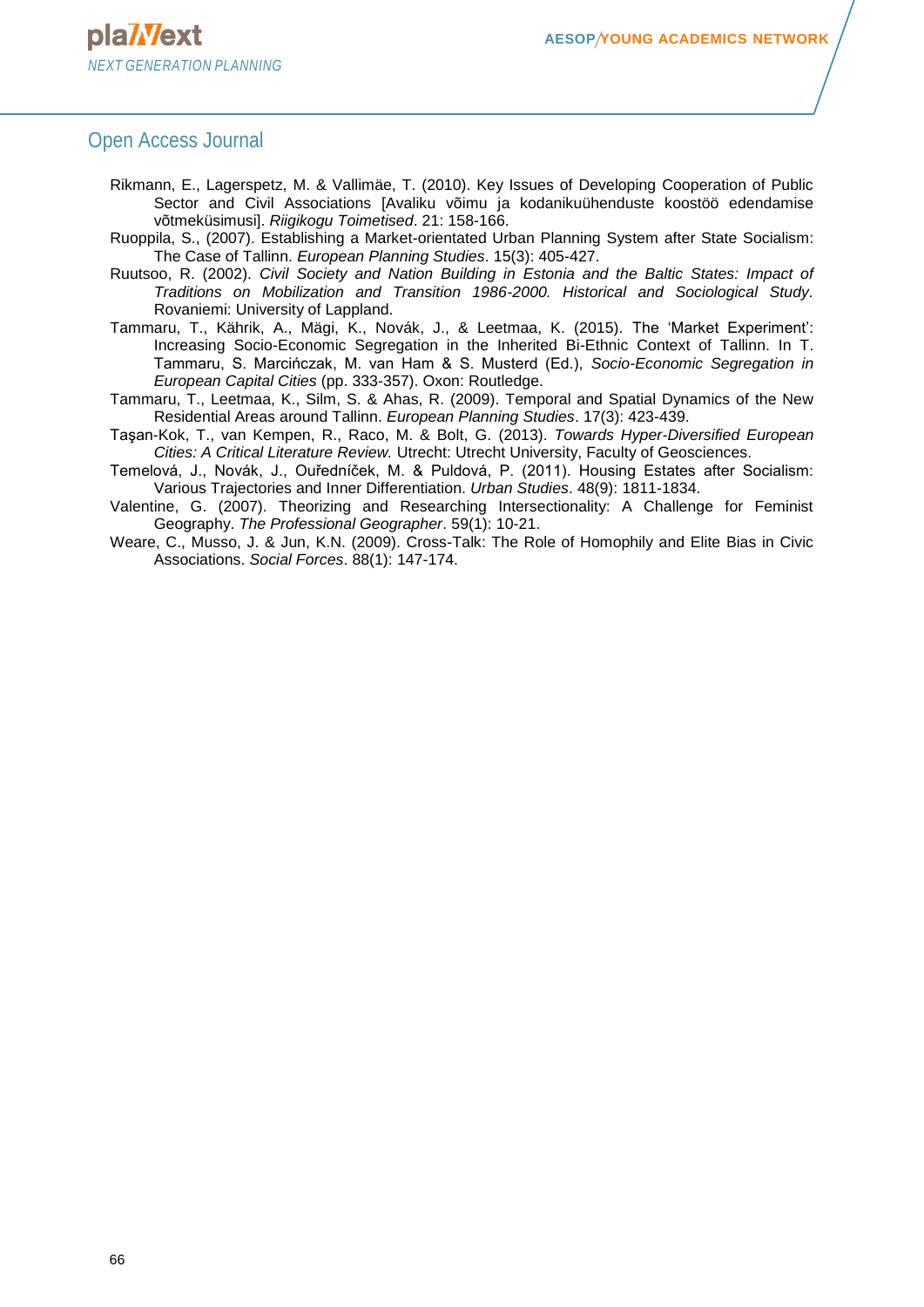Rikmann, E., Lagerspetz, M. & Vallimäe, T. (2010). Key Issues of Developing Cooperation of Public Sector and Civil Associations [Avaliku võimu ja kodanikuühenduste koostöö edendamise võtmeküsimusi]. *Riigikogu Toimetised*. 21: 158-166.

Ruoppila, S., (2007). Establishing a Market-orientated Urban Planning System after State Socialism: The Case of Tallinn. *European Planning Studies*. 15(3): 405-427.

Ruutsoo, R. (2002). *Civil Society and Nation Building in Estonia and the Baltic States: Impact of Traditions on Mobilization and Transition 1986-2000. Historical and Sociological Study*. Rovaniemi: University of Lappland.

Tammaru, T., Kährik, A., Mägi, K., Novák, J., & Leetmaa, K. (2015). The 'Market Experiment': Increasing Socio-Economic Segregation in the Inherited Bi-Ethnic Context of Tallinn. In T. Tammaru, S. Marcińczak, M. van Ham & S. Musterd (Ed.), *Socio-Economic Segregation in European Capital Cities* (pp. 333-357). Oxon: Routledge.

Tammaru, T., Leetmaa, K., Silm, S. & Ahas, R. (2009). Temporal and Spatial Dynamics of the New Residential Areas around Tallinn. *European Planning Studies*. 17(3): 423-439.

Taşan-Kok, T., van Kempen, R., Raco, M. & Bolt, G. (2013). *Towards Hyper-Diversified European Cities: A Critical Literature Review.* Utrecht: Utrecht University, Faculty of Geosciences.

Temelová, J., Novák, J., Ouředníček, M. & Puldová, P. (2011). Housing Estates after Socialism: Various Trajectories and Inner Differentiation. *Urban Studies*. 48(9): 1811-1834.

Valentine, G. (2007). Theorizing and Researching Intersectionality: A Challenge for Feminist Geography. *The Professional Geographer*. 59(1): 10-21.

Weare, C., Musso, J. & Jun, K.N. (2009). Cross-Talk: The Role of Homophily and Elite Bias in Civic Associations. *Social Forces*. 88(1): 147-174.